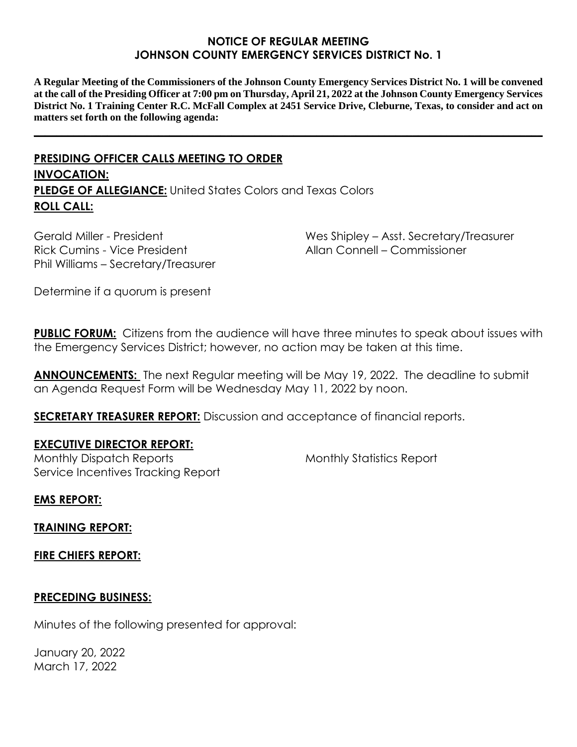# NOTICE OF REGULAR MEETING
## JOHNSON COUNTY EMERGENCY SERVICES DISTRICT No. 1

**A Regular Meeting of the Commissioners of the Johnson County Emergency Services District No. 1 will be convened at the call of the Presiding Officer at 7:00 pm on Thursday, April 21, 2022 at the Johnson County Emergency Services District No. 1 Training Center R.C. McFall Complex at 2451 Service Drive, Cleburne, Texas, to consider and act on matters set forth on the following agenda:**

---

**PRESIDING OFFICER CALLS MEETING TO ORDER**

**INVOCATION:**

**PLEDGE OF ALLEGIANCE:** United States Colors and Texas Colors

**ROLL CALL:**

Gerald Miller - President
Rick Cumins - Vice President
Phil Williams – Secretary/Treasurer
Wes Shipley – Asst. Secretary/Treasurer
Allan Connell – Commissioner

Determine if a quorum is present

**PUBLIC FORUM:** Citizens from the audience will have three minutes to speak about issues with the Emergency Services District; however, no action may be taken at this time.

**ANNOUNCEMENTS:** The next Regular meeting will be May 19, 2022. The deadline to submit an Agenda Request Form will be Wednesday May 11, 2022 by noon.

**SECRETARY TREASURER REPORT:** Discussion and acceptance of financial reports.

**EXECUTIVE DIRECTOR REPORT:**

Monthly Dispatch Reports
Service Incentives Tracking Report
Monthly Statistics Report

**EMS REPORT:**

**TRAINING REPORT:**

**FIRE CHIEFS REPORT:**

**PRECEDING BUSINESS:**

Minutes of the following presented for approval:

January 20, 2022
March 17, 2022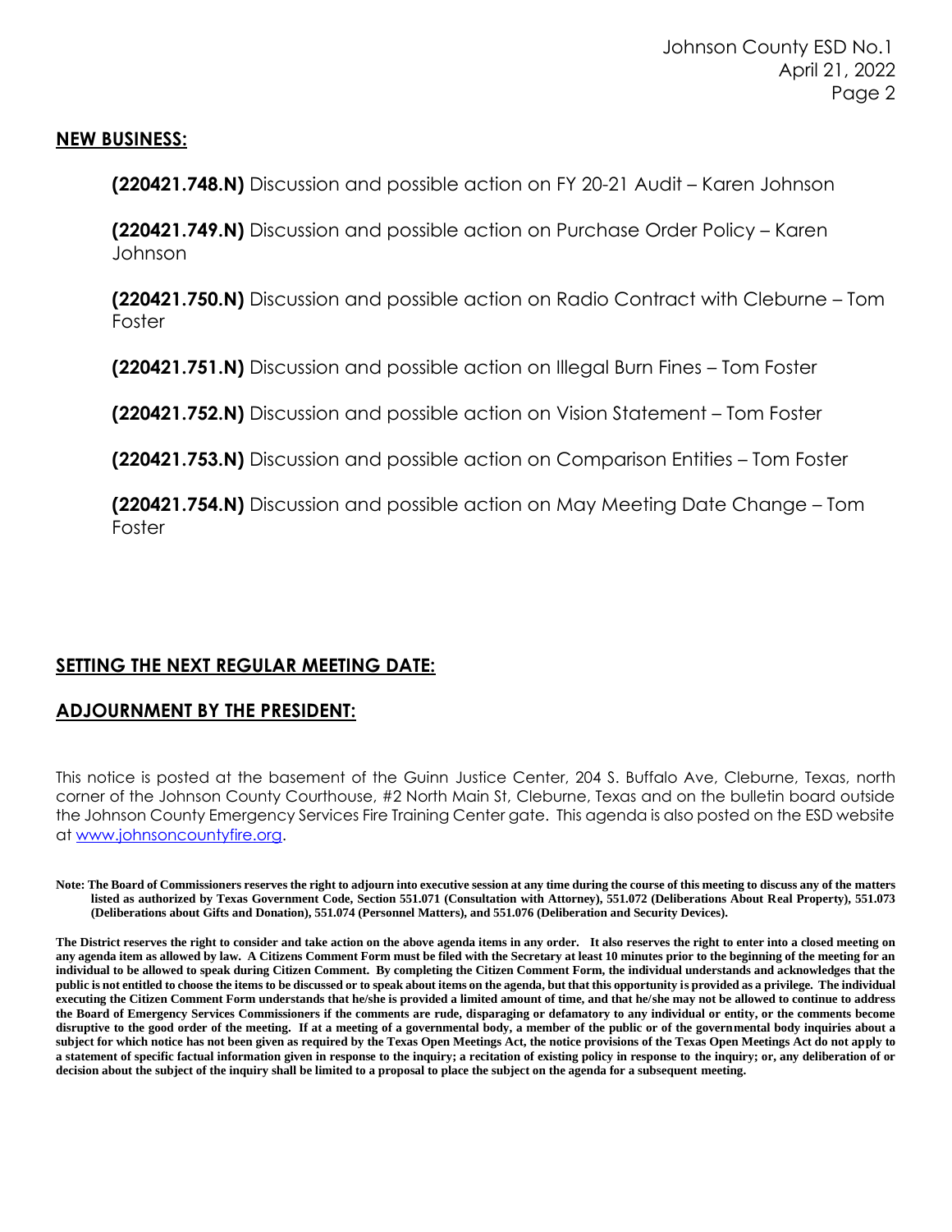## NEW BUSINESS:

**(220421.748.N)** Discussion and possible action on FY 20-21 Audit – Karen Johnson

**(220421.749.N)** Discussion and possible action on Purchase Order Policy – Karen Johnson

**(220421.750.N)** Discussion and possible action on Radio Contract with Cleburne – Tom Foster

**(220421.751.N)** Discussion and possible action on Illegal Burn Fines – Tom Foster

**(220421.752.N)** Discussion and possible action on Vision Statement – Tom Foster

**(220421.753.N)** Discussion and possible action on Comparison Entities – Tom Foster

**(220421.754.N)** Discussion and possible action on May Meeting Date Change – Tom Foster

## SETTING THE NEXT REGULAR MEETING DATE:

## ADJOURNMENT BY THE PRESIDENT:

This notice is posted at the basement of the Guinn Justice Center, 204 S. Buffalo Ave, Cleburne, Texas, north corner of the Johnson County Courthouse, #2 North Main St, Cleburne, Texas and on the bulletin board outside the Johnson County Emergency Services Fire Training Center gate. This agenda is also posted on the ESD website at www.johnsoncountyfire.org.

**Note: The Board of Commissioners reserves the right to adjourn into executive session at any time during the course of this meeting to discuss any of the matters listed as authorized by Texas Government Code, Section 551.071 (Consultation with Attorney), 551.072 (Deliberations About Real Property), 551.073 (Deliberations about Gifts and Donation), 551.074 (Personnel Matters), and 551.076 (Deliberation and Security Devices).**

**The District reserves the right to consider and take action on the above agenda items in any order. It also reserves the right to enter into a closed meeting on any agenda item as allowed by law. A Citizens Comment Form must be filed with the Secretary at least 10 minutes prior to the beginning of the meeting for an individual to be allowed to speak during Citizen Comment. By completing the Citizen Comment Form, the individual understands and acknowledges that the public is not entitled to choose the items to be discussed or to speak about items on the agenda, but that this opportunity is provided as a privilege. The individual executing the Citizen Comment Form understands that he/she is provided a limited amount of time, and that he/she may not be allowed to continue to address the Board of Emergency Services Commissioners if the comments are rude, disparaging or defamatory to any individual or entity, or the comments become disruptive to the good order of the meeting. If at a meeting of a governmental body, a member of the public or of the governmental body inquiries about a subject for which notice has not been given as required by the Texas Open Meetings Act, the notice provisions of the Texas Open Meetings Act do not apply to a statement of specific factual information given in response to the inquiry; a recitation of existing policy in response to the inquiry; or, any deliberation of or decision about the subject of the inquiry shall be limited to a proposal to place the subject on the agenda for a subsequent meeting.**